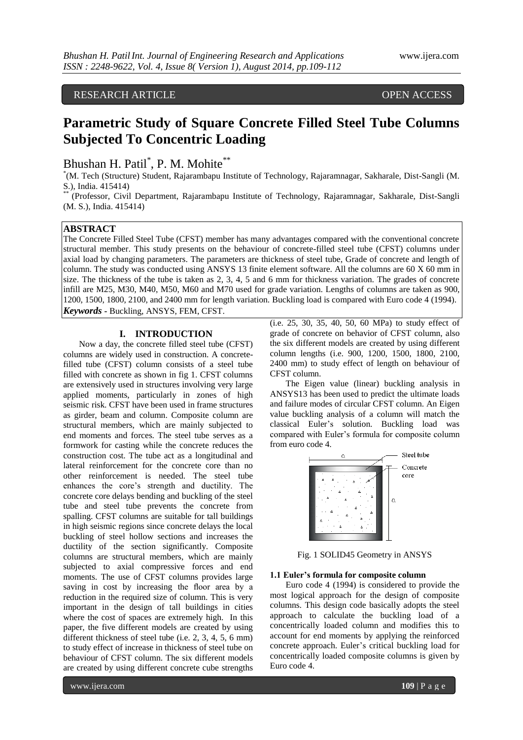RESEARCH ARTICLE OPEN ACCESS

# Parametric Study of Square Concrete Filled Steel Tube Columns Subjected To Concentric Loading

Bhushan H. Patil[*], P. M. Mohite[**]

[*](M. Tech (Structure) Student, Rajarambapu Institute of Technology, Rajaramnagar, Sakharale, Dist-Sangli (M. S.), India. 415414)

[**] (Professor, Civil Department, Rajarambapu Institute of Technology, Rajaramnagar, Sakharale, Dist-Sangli (M. S.), India. 415414)

## ABSTRACT

The Concrete Filled Steel Tube (CFST) member has many advantages compared with the conventional concrete structural member. This study presents on the behaviour of concrete-filled steel tube (CFST) columns under axial load by changing parameters. The parameters are thickness of steel tube, Grade of concrete and length of column. The study was conducted using ANSYS 13 finite element software. All the columns are 60 X 60 mm in size. The thickness of the tube is taken as 2, 3, 4, 5 and 6 mm for thickness variation. The grades of concrete infill are M25, M30, M40, M50, M60 and M70 used for grade variation. Lengths of columns are taken as 900, 1200, 1500, 1800, 2100, and 2400 mm for length variation. Buckling load is compared with Euro code 4 (1994).

***Keywords*** - Buckling, ANSYS, FEM, CFST.

## I. INTRODUCTION

Now a day, the concrete filled steel tube (CFST) columns are widely used in construction. A concrete-filled tube (CFST) column consists of a steel tube filled with concrete as shown in fig 1. CFST columns are extensively used in structures involving very large applied moments, particularly in zones of high seismic risk. CFST have been used in frame structures as girder, beam and column. Composite column are structural members, which are mainly subjected to end moments and forces. The steel tube serves as a formwork for casting while the concrete reduces the construction cost. The tube act as a longitudinal and lateral reinforcement for the concrete core than no other reinforcement is needed. The steel tube enhances the core's strength and ductility. The concrete core delays bending and buckling of the steel tube and steel tube prevents the concrete from spalling. CFST columns are suitable for tall buildings in high seismic regions since concrete delays the local buckling of steel hollow sections and increases the ductility of the section significantly. Composite columns are structural members, which are mainly subjected to axial compressive forces and end moments. The use of CFST columns provides large saving in cost by increasing the floor area by a reduction in the required size of column. This is very important in the design of tall buildings in cities where the cost of spaces are extremely high. In this paper, the five different models are created by using different thickness of steel tube (i.e. 2, 3, 4, 5, 6 mm) to study effect of increase in thickness of steel tube on behaviour of CFST column. The six different models are created by using different concrete cube strengths (i.e. 25, 30, 35, 40, 50, 60 MPa) to study effect of grade of concrete on behavior of CFST column, also the six different models are created by using different column lengths (i.e. 900, 1200, 1500, 1800, 2100, 2400 mm) to study effect of length on behaviour of CFST column.

The Eigen value (linear) buckling analysis in ANSYS13 has been used to predict the ultimate loads and failure modes of circular CFST column. An Eigen value buckling analysis of a column will match the classical Euler's solution. Buckling load was compared with Euler's formula for composite column from euro code 4.

Fig. 1 SOLID45 Geometry in ANSYS

### 1.1 Euler's formula for composite column

Euro code 4 (1994) is considered to provide the most logical approach for the design of composite columns. This design code basically adopts the steel approach to calculate the buckling load of a concentrically loaded column and modifies this to account for end moments by applying the reinforced concrete approach. Euler's critical buckling load for concentrically loaded composite columns is given by Euro code 4.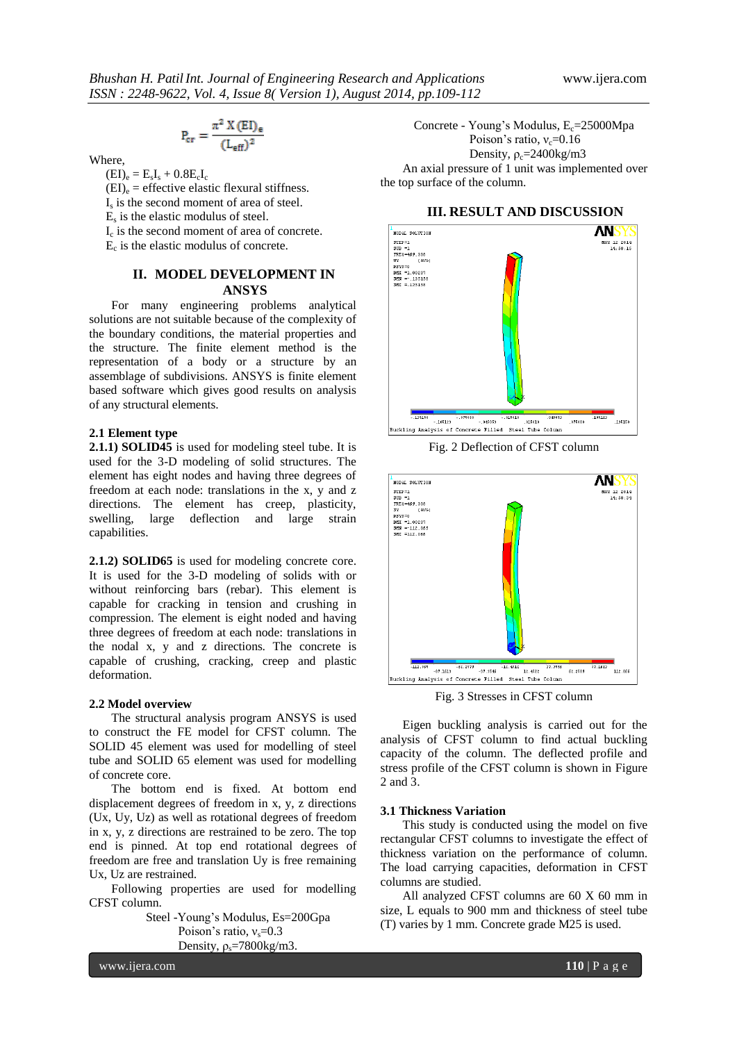$$P_{cr} = \frac{\pi^2 X (EI)_e}{(L_{eff})^2}$$

Where,

$(EI)_e = E_s I_s + 0.8 E_c I_c$

$(EI)_e$ = effective elastic flexural stiffness.

$I_s$ is the second moment of area of steel.

$E_s$ is the elastic modulus of steel.

$I_c$ is the second moment of area of concrete.

$E_c$ is the elastic modulus of concrete.

## II. MODEL DEVELOPMENT IN ANSYS

For many engineering problems analytical solutions are not suitable because of the complexity of the boundary conditions, the material properties and the structure. The finite element method is the representation of a body or a structure by an assemblage of subdivisions. ANSYS is finite element based software which gives good results on analysis of any structural elements.

### 2.1 Element type

**2.1.1) SOLID45** is used for modeling steel tube. It is used for the 3-D modeling of solid structures. The element has eight nodes and having three degrees of freedom at each node: translations in the x, y and z directions. The element has creep, plasticity, swelling, large deflection and large strain capabilities.

**2.1.2) SOLID65** is used for modeling concrete core. It is used for the 3-D modeling of solids with or without reinforcing bars (rebar). This element is capable for cracking in tension and crushing in compression. The element is eight noded and having three degrees of freedom at each node: translations in the nodal x, y and z directions. The concrete is capable of crushing, cracking, creep and plastic deformation.

### 2.2 Model overview

The structural analysis program ANSYS is used to construct the FE model for CFST column. The SOLID 45 element was used for modelling of steel tube and SOLID 65 element was used for modelling of concrete core.

The bottom end is fixed. At bottom end displacement degrees of freedom in x, y, z directions (Ux, Uy, Uz) as well as rotational degrees of freedom in x, y, z directions are restrained to be zero. The top end is pinned. At top end rotational degrees of freedom are free and translation Uy is free remaining Ux, Uz are restrained.

Following properties are used for modelling CFST column.

Steel -Young's Modulus, Es=200Gpa
Poison's ratio, $v_s$=0.3
Density, $\rho_s$=7800kg/m3.

Concrete - Young's Modulus, $E_c$=25000Mpa
Poison's ratio, $v_c$=0.16
Density, $\rho_c$=2400kg/m3

An axial pressure of 1 unit was implemented over the top surface of the column.

## III. RESULT AND DISCUSSION

Fig. 2 Deflection of CFST column

Fig. 3 Stresses in CFST column

Eigen buckling analysis is carried out for the analysis of CFST column to find actual buckling capacity of the column. The deflected profile and stress profile of the CFST column is shown in Figure 2 and 3.

### 3.1 Thickness Variation

This study is conducted using the model on five rectangular CFST columns to investigate the effect of thickness variation on the performance of column. The load carrying capacities, deformation in CFST columns are studied.

All analyzed CFST columns are 60 X 60 mm in size, L equals to 900 mm and thickness of steel tube (T) varies by 1 mm. Concrete grade M25 is used.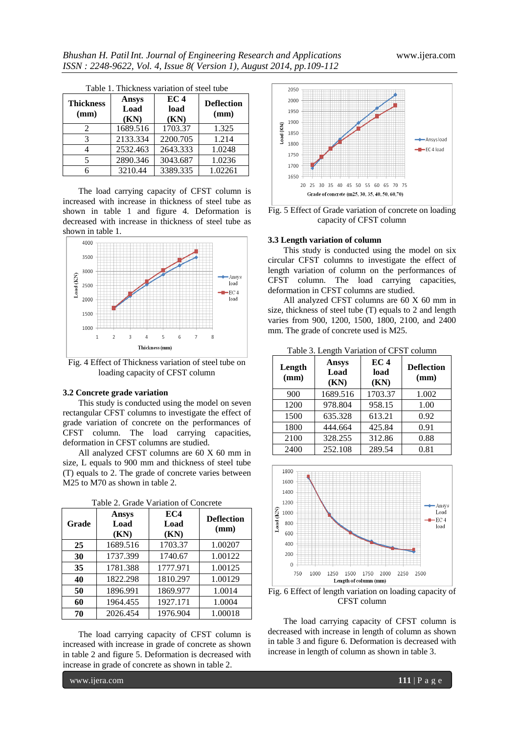Table 1. Thickness variation of steel tube

| Thickness (mm) | Ansys Load (KN) | EC 4 load (KN) | Deflection (mm) |
|---|---|---|---|
| 2 | 1689.516 | 1703.37 | 1.325 |
| 3 | 2133.334 | 2200.705 | 1.214 |
| 4 | 2532.463 | 2643.333 | 1.0248 |
| 5 | 2890.346 | 3043.687 | 1.0236 |
| 6 | 3210.44 | 3389.335 | 1.02261 |

The load carrying capacity of CFST column is increased with increase in thickness of steel tube as shown in table 1 and figure 4. Deformation is decreased with increase in thickness of steel tube as shown in table 1.

Fig. 4 Effect of Thickness variation of steel tube on loading capacity of CFST column

### 3.2 Concrete grade variation

This study is conducted using the model on seven rectangular CFST columns to investigate the effect of grade variation of concrete on the performances of CFST column. The load carrying capacities, deformation in CFST columns are studied.

All analyzed CFST columns are 60 X 60 mm in size, L equals to 900 mm and thickness of steel tube (T) equals to 2. The grade of concrete varies between M25 to M70 as shown in table 2.

Table 2. Grade Variation of Concrete

| Grade | Ansys Load (KN) | EC4 Load (KN) | Deflection (mm) |
|---|---|---|---|
| **25** | 1689.516 | 1703.37 | 1.00207 |
| **30** | 1737.399 | 1740.67 | 1.00122 |
| **35** | 1781.388 | 1777.971 | 1.00125 |
| **40** | 1822.298 | 1810.297 | 1.00129 |
| **50** | 1896.991 | 1869.977 | 1.0014 |
| **60** | 1964.455 | 1927.171 | 1.0004 |
| **70** | 2026.454 | 1976.904 | 1.00018 |

The load carrying capacity of CFST column is increased with increase in grade of concrete as shown in table 2 and figure 5. Deformation is decreased with increase in grade of concrete as shown in table 2.

Fig. 5 Effect of Grade variation of concrete on loading capacity of CFST column

### 3.3 Length variation of column

This study is conducted using the model on six circular CFST columns to investigate the effect of length variation of column on the performances of CFST column. The load carrying capacities, deformation in CFST columns are studied.

All analyzed CFST columns are 60 X 60 mm in size, thickness of steel tube (T) equals to 2 and length varies from 900, 1200, 1500, 1800, 2100, and 2400 mm. The grade of concrete used is M25.

Table 3. Length Variation of CFST column

| Length (mm) | Ansys Load (KN) | EC 4 load (KN) | Deflection (mm) |
|---|---|---|---|
| 900 | 1689.516 | 1703.37 | 1.002 |
| 1200 | 978.804 | 958.15 | 1.00 |
| 1500 | 635.328 | 613.21 | 0.92 |
| 1800 | 444.664 | 425.84 | 0.91 |
| 2100 | 328.255 | 312.86 | 0.88 |
| 2400 | 252.108 | 289.54 | 0.81 |

Fig. 6 Effect of length variation on loading capacity of CFST column

The load carrying capacity of CFST column is decreased with increase in length of column as shown in table 3 and figure 6. Deformation is decreased with increase in length of column as shown in table 3.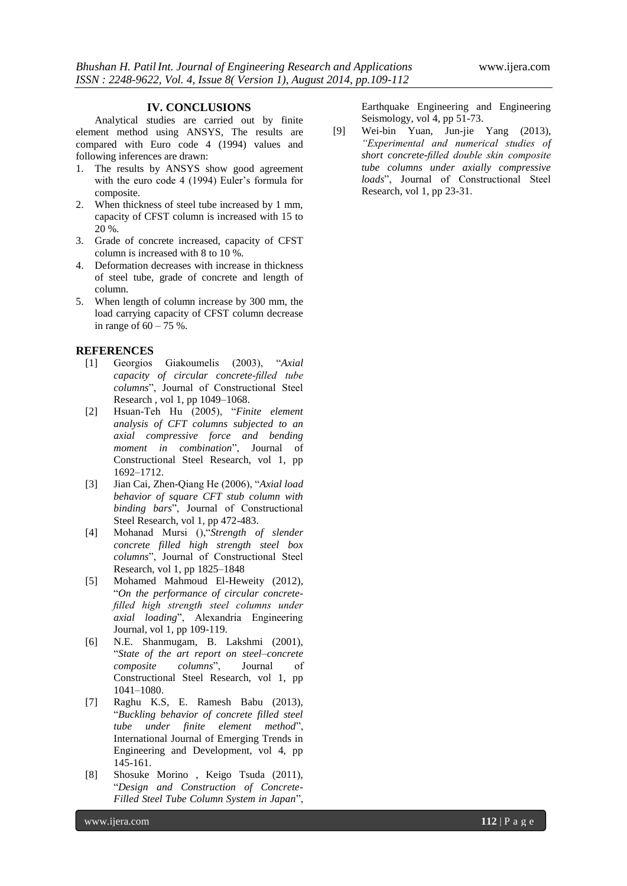## IV. CONCLUSIONS

Analytical studies are carried out by finite element method using ANSYS, The results are compared with Euro code 4 (1994) values and following inferences are drawn:

1. The results by ANSYS show good agreement with the euro code 4 (1994) Euler's formula for composite.
2. When thickness of steel tube increased by 1 mm, capacity of CFST column is increased with 15 to 20 %.
3. Grade of concrete increased, capacity of CFST column is increased with 8 to 10 %.
4. Deformation decreases with increase in thickness of steel tube, grade of concrete and length of column.
5. When length of column increase by 300 mm, the load carrying capacity of CFST column decrease in range of 60 – 75 %.

## REFERENCES

[1] Georgios Giakoumelis (2003), "*Axial capacity of circular concrete-filled tube columns*", Journal of Constructional Steel Research , vol 1, pp 1049–1068.

[2] Hsuan-Teh Hu (2005), "*Finite element analysis of CFT columns subjected to an axial compressive force and bending moment in combination*", Journal of Constructional Steel Research, vol 1, pp 1692–1712.

[3] Jian Cai, Zhen-Qiang He (2006), "*Axial load behavior of square CFT stub column with binding bars*", Journal of Constructional Steel Research, vol 1, pp 472-483.

[4] Mohanad Mursi ()," *Strength of slender concrete filled high strength steel box columns*", Journal of Constructional Steel Research, vol 1, pp 1825–1848

[5] Mohamed Mahmoud El-Heweity (2012), "*On the performance of circular concrete-filled high strength steel columns under axial loading*", Alexandria Engineering Journal, vol 1, pp 109-119.

[6] N.E. Shanmugam, B. Lakshmi (2001), "*State of the art report on steel–concrete composite columns*", Journal of Constructional Steel Research, vol 1, pp 1041–1080.

[7] Raghu K.S, E. Ramesh Babu (2013), "*Buckling behavior of concrete filled steel tube under finite element method*", International Journal of Emerging Trends in Engineering and Development, vol 4, pp 145-161.

[8] Shosuke Morino , Keigo Tsuda (2011), "*Design and Construction of Concrete-Filled Steel Tube Column System in Japan*", Earthquake Engineering and Engineering Seismology, vol 4, pp 51-73.

[9] Wei-bin Yuan, Jun-jie Yang (2013), *"Experimental and numerical studies of short concrete-filled double skin composite tube columns under axially compressive loads*", Journal of Constructional Steel Research, vol 1, pp 23-31.